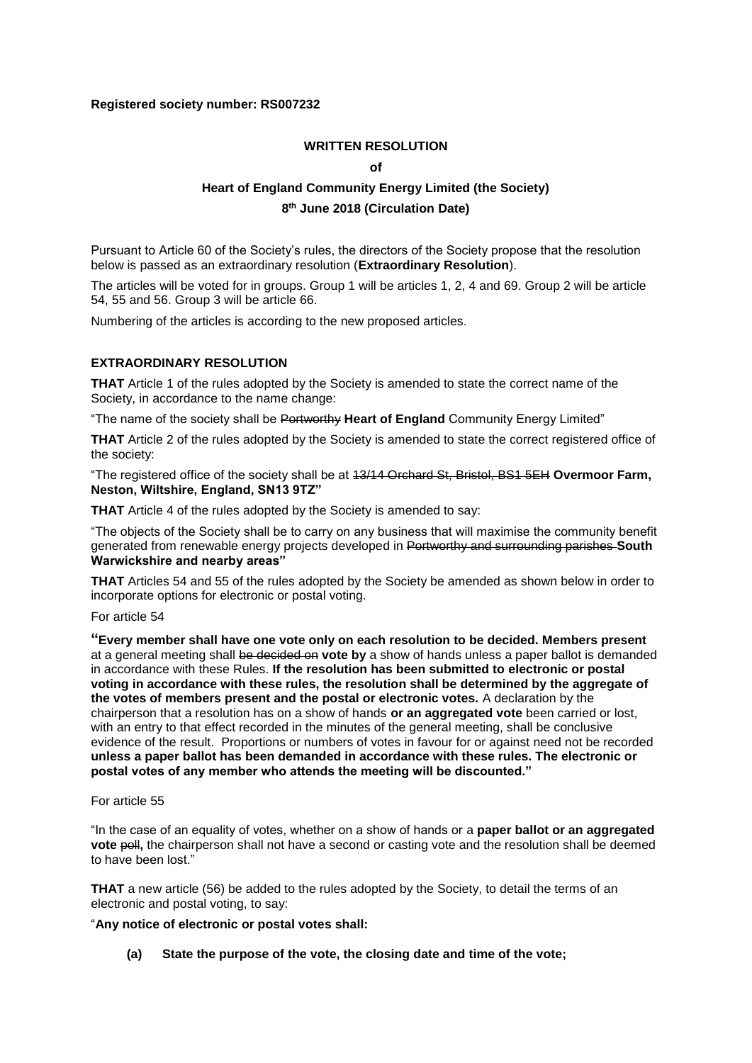**Registered society number: RS007232**

**WRITTEN RESOLUTION**

**of**

**Heart of England Community Energy Limited (the Society)**

**8th June 2018 (Circulation Date)**

Pursuant to Article 60 of the Society's rules, the directors of the Society propose that the resolution below is passed as an extraordinary resolution (**Extraordinary Resolution**).

The articles will be voted for in groups. Group 1 will be articles 1, 2, 4 and 69. Group 2 will be article 54, 55 and 56. Group 3 will be article 66.

Numbering of the articles is according to the new proposed articles.

**EXTRAORDINARY RESOLUTION**

**THAT** Article 1 of the rules adopted by the Society is amended to state the correct name of the Society, in accordance to the name change:

"The name of the society shall be ~~Portworthy~~ **Heart of England** Community Energy Limited"

**THAT** Article 2 of the rules adopted by the Society is amended to state the correct registered office of the society:

"The registered office of the society shall be at ~~13/14 Orchard St, Bristol, BS1 5EH~~ **Overmoor Farm, Neston, Wiltshire, England, SN13 9TZ"**

**THAT** Article 4 of the rules adopted by the Society is amended to say:

"The objects of the Society shall be to carry on any business that will maximise the community benefit generated from renewable energy projects developed in ~~Portworthy and surrounding parishes~~ **South Warwickshire and nearby areas"**

**THAT** Articles 54 and 55 of the rules adopted by the Society be amended as shown below in order to incorporate options for electronic or postal voting.

For article 54

"**Every member shall have one vote only on each resolution to be decided. Members present** at a general meeting shall ~~be decided on~~ **vote by** a show of hands unless a paper ballot is demanded in accordance with these Rules. **If the resolution has been submitted to electronic or postal voting in accordance with these rules, the resolution shall be determined by the aggregate of the votes of members present and the postal or electronic votes.** A declaration by the chairperson that a resolution has on a show of hands **or an aggregated vote** been carried or lost, with an entry to that effect recorded in the minutes of the general meeting, shall be conclusive evidence of the result. Proportions or numbers of votes in favour for or against need not be recorded **unless a paper ballot has been demanded in accordance with these rules. The electronic or postal votes of any member who attends the meeting will be discounted."**

For article 55

"In the case of an equality of votes, whether on a show of hands or a **paper ballot or an aggregated vote** ~~poll~~**,** the chairperson shall not have a second or casting vote and the resolution shall be deemed to have been lost."

**THAT** a new article (56) be added to the rules adopted by the Society, to detail the terms of an electronic and postal voting, to say:

"**Any notice of electronic or postal votes shall:**

**(a) State the purpose of the vote, the closing date and time of the vote;**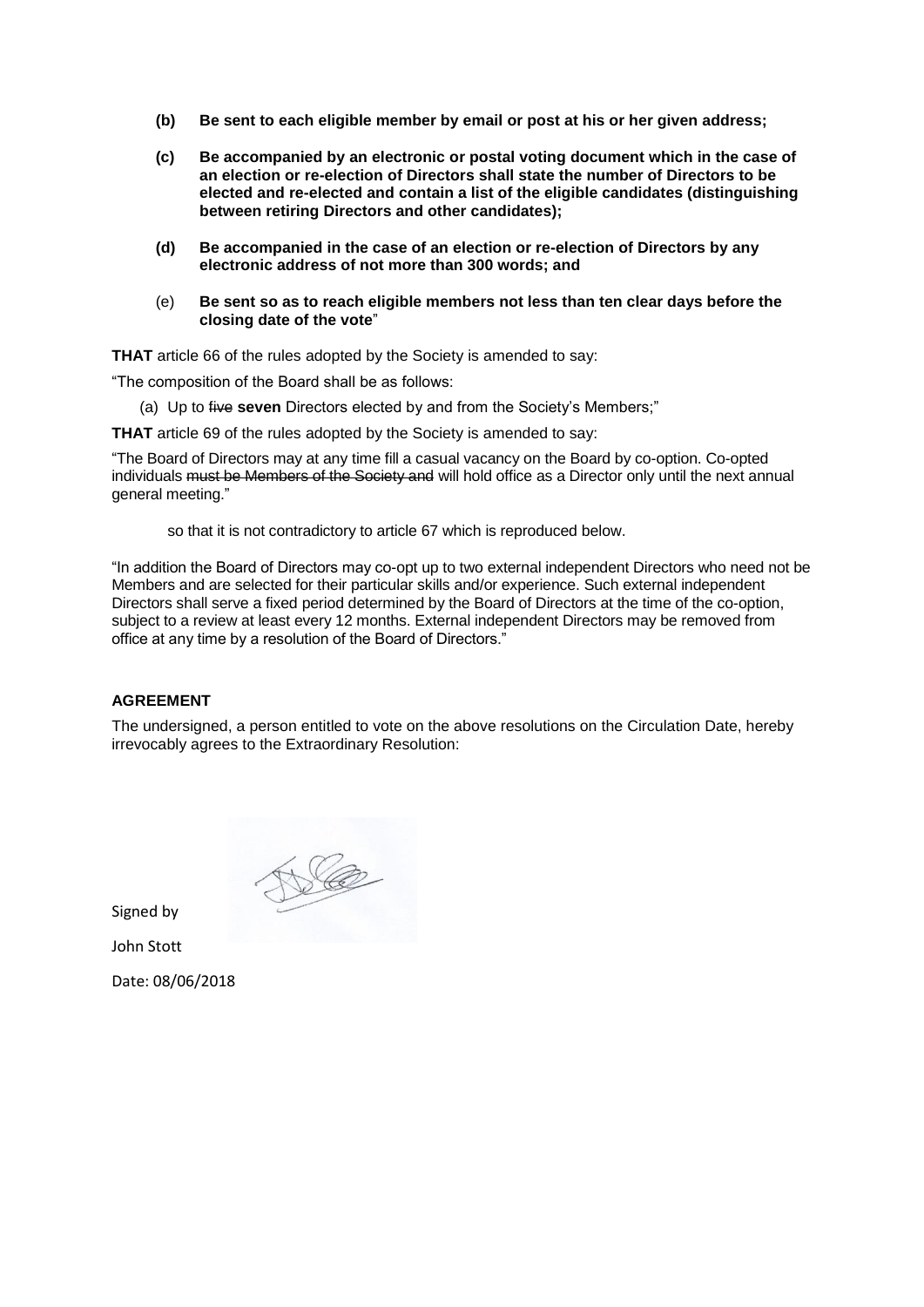**(b) Be sent to each eligible member by email or post at his or her given address;**

**(c) Be accompanied by an electronic or postal voting document which in the case of an election or re-election of Directors shall state the number of Directors to be elected and re-elected and contain a list of the eligible candidates (distinguishing between retiring Directors and other candidates);**

**(d) Be accompanied in the case of an election or re-election of Directors by any electronic address of not more than 300 words; and**

(e) **Be sent so as to reach eligible members not less than ten clear days before the closing date of the vote**"

**THAT** article 66 of the rules adopted by the Society is amended to say:

"The composition of the Board shall be as follows:

(a) Up to ~~five~~ **seven** Directors elected by and from the Society's Members;"

**THAT** article 69 of the rules adopted by the Society is amended to say:

"The Board of Directors may at any time fill a casual vacancy on the Board by co-option. Co-opted individuals ~~must be Members of the Society and~~ will hold office as a Director only until the next annual general meeting."

so that it is not contradictory to article 67 which is reproduced below.

"In addition the Board of Directors may co-opt up to two external independent Directors who need not be Members and are selected for their particular skills and/or experience. Such external independent Directors shall serve a fixed period determined by the Board of Directors at the time of the co-option, subject to a review at least every 12 months. External independent Directors may be removed from office at any time by a resolution of the Board of Directors."

**AGREEMENT**

The undersigned, a person entitled to vote on the above resolutions on the Circulation Date, hereby irrevocably agrees to the Extraordinary Resolution:

Signed by

John Stott

Date: 08/06/2018